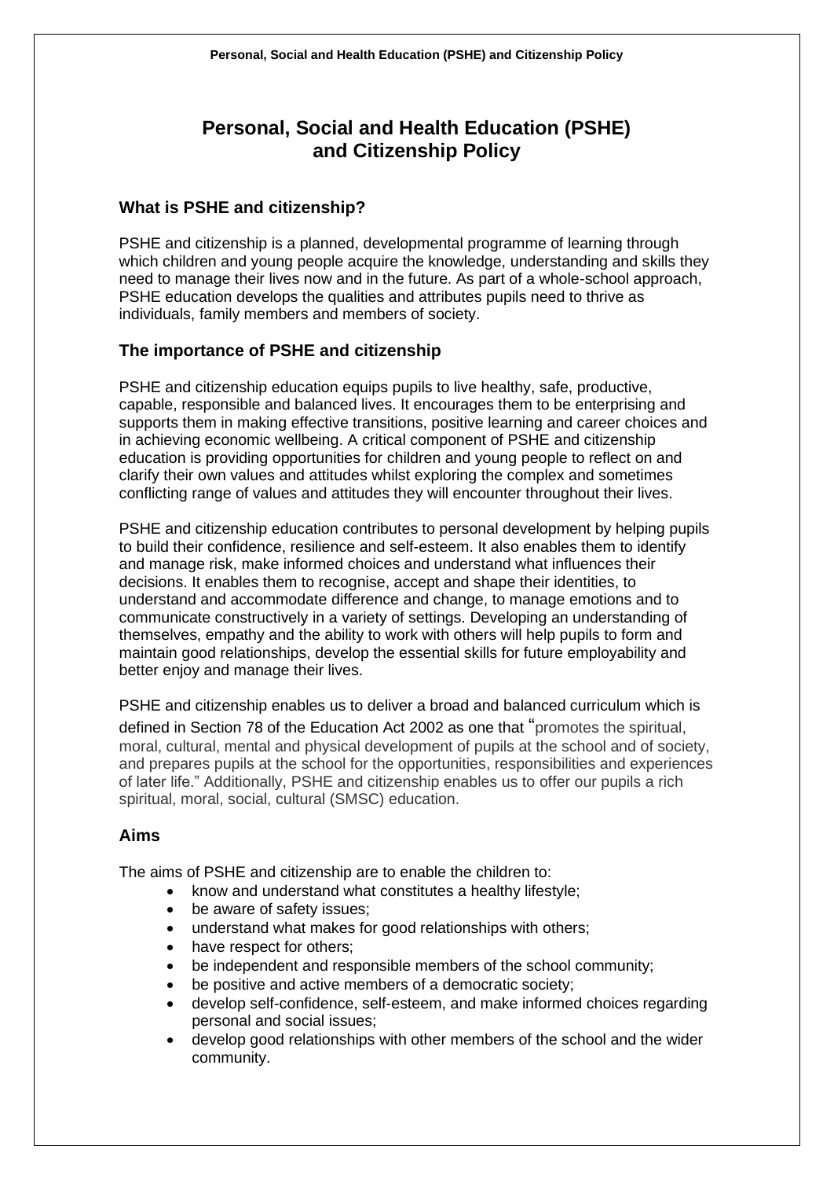# Personal, Social and Health Education (PSHE) and Citizenship Policy

## What is PSHE and citizenship?

PSHE and citizenship is a planned, developmental programme of learning through which children and young people acquire the knowledge, understanding and skills they need to manage their lives now and in the future. As part of a whole-school approach, PSHE education develops the qualities and attributes pupils need to thrive as individuals, family members and members of society.

## The importance of PSHE and citizenship

PSHE and citizenship education equips pupils to live healthy, safe, productive, capable, responsible and balanced lives. It encourages them to be enterprising and supports them in making effective transitions, positive learning and career choices and in achieving economic wellbeing. A critical component of PSHE and citizenship education is providing opportunities for children and young people to reflect on and clarify their own values and attitudes whilst exploring the complex and sometimes conflicting range of values and attitudes they will encounter throughout their lives.

PSHE and citizenship education contributes to personal development by helping pupils to build their confidence, resilience and self-esteem. It also enables them to identify and manage risk, make informed choices and understand what influences their decisions. It enables them to recognise, accept and shape their identities, to understand and accommodate difference and change, to manage emotions and to communicate constructively in a variety of settings. Developing an understanding of themselves, empathy and the ability to work with others will help pupils to form and maintain good relationships, develop the essential skills for future employability and better enjoy and manage their lives.

PSHE and citizenship enables us to deliver a broad and balanced curriculum which is defined in Section 78 of the Education Act 2002 as one that "promotes the spiritual, moral, cultural, mental and physical development of pupils at the school and of society, and prepares pupils at the school for the opportunities, responsibilities and experiences of later life." Additionally, PSHE and citizenship enables us to offer our pupils a rich spiritual, moral, social, cultural (SMSC) education.

## Aims

The aims of PSHE and citizenship are to enable the children to:

- know and understand what constitutes a healthy lifestyle;
- be aware of safety issues;
- understand what makes for good relationships with others;
- have respect for others;
- be independent and responsible members of the school community;
- be positive and active members of a democratic society;
- develop self-confidence, self-esteem, and make informed choices regarding personal and social issues;
- develop good relationships with other members of the school and the wider community.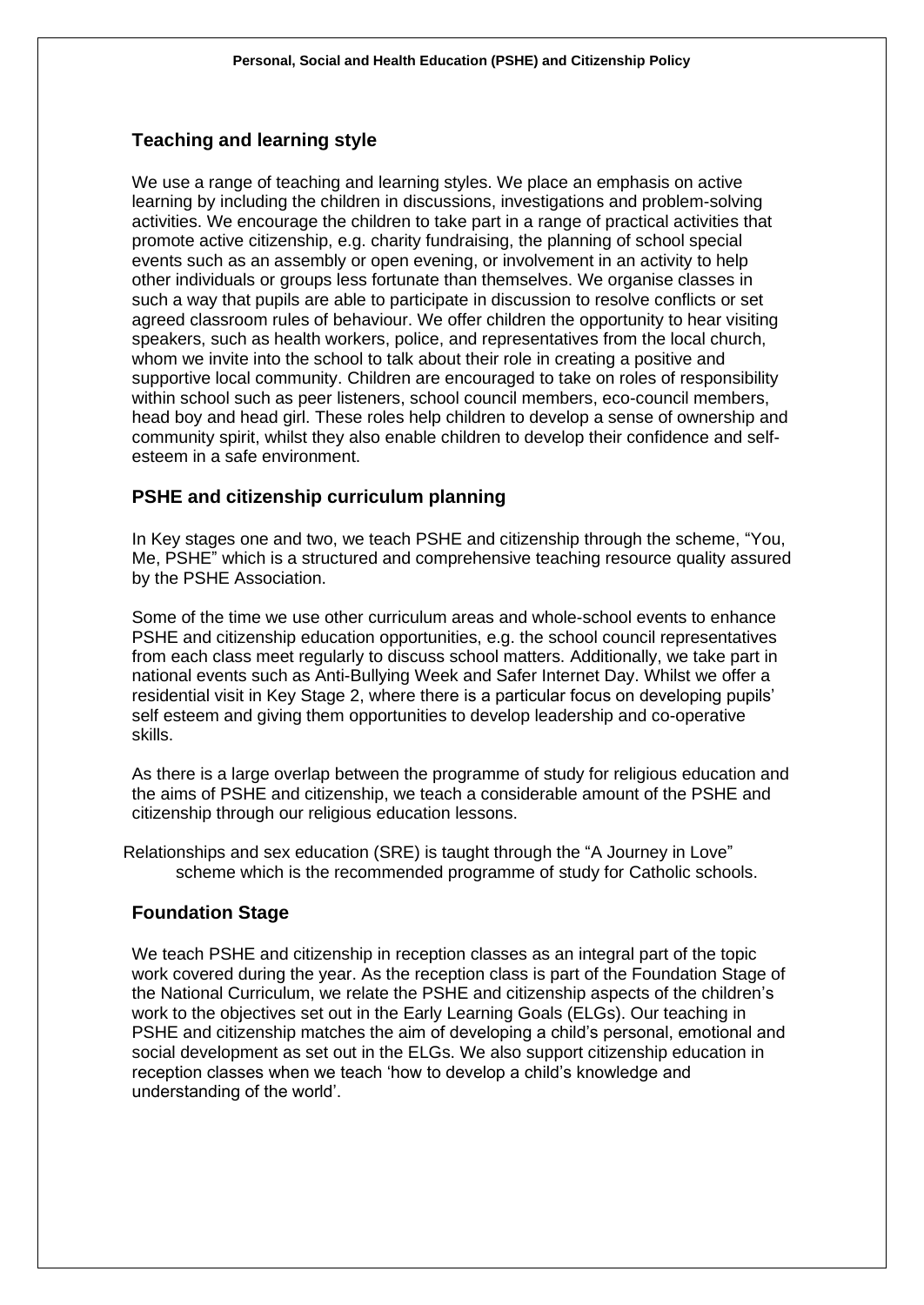## Teaching and learning style

We use a range of teaching and learning styles. We place an emphasis on active learning by including the children in discussions, investigations and problem-solving activities. We encourage the children to take part in a range of practical activities that promote active citizenship, e.g. charity fundraising, the planning of school special events such as an assembly or open evening, or involvement in an activity to help other individuals or groups less fortunate than themselves. We organise classes in such a way that pupils are able to participate in discussion to resolve conflicts or set agreed classroom rules of behaviour. We offer children the opportunity to hear visiting speakers, such as health workers, police, and representatives from the local church, whom we invite into the school to talk about their role in creating a positive and supportive local community. Children are encouraged to take on roles of responsibility within school such as peer listeners, school council members, eco-council members, head boy and head girl. These roles help children to develop a sense of ownership and community spirit, whilst they also enable children to develop their confidence and self-esteem in a safe environment.

## PSHE and citizenship curriculum planning

In Key stages one and two, we teach PSHE and citizenship through the scheme, "You, Me, PSHE" which is a structured and comprehensive teaching resource quality assured by the PSHE Association.

Some of the time we use other curriculum areas and whole-school events to enhance PSHE and citizenship education opportunities, e.g. the school council representatives from each class meet regularly to discuss school matters. Additionally, we take part in national events such as Anti-Bullying Week and Safer Internet Day. Whilst we offer a residential visit in Key Stage 2, where there is a particular focus on developing pupils' self esteem and giving them opportunities to develop leadership and co-operative skills.

As there is a large overlap between the programme of study for religious education and the aims of PSHE and citizenship, we teach a considerable amount of the PSHE and citizenship through our religious education lessons.

Relationships and sex education (SRE) is taught through the "A Journey in Love" scheme which is the recommended programme of study for Catholic schools.

## Foundation Stage

We teach PSHE and citizenship in reception classes as an integral part of the topic work covered during the year. As the reception class is part of the Foundation Stage of the National Curriculum, we relate the PSHE and citizenship aspects of the children's work to the objectives set out in the Early Learning Goals (ELGs). Our teaching in PSHE and citizenship matches the aim of developing a child's personal, emotional and social development as set out in the ELGs. We also support citizenship education in reception classes when we teach 'how to develop a child's knowledge and understanding of the world'.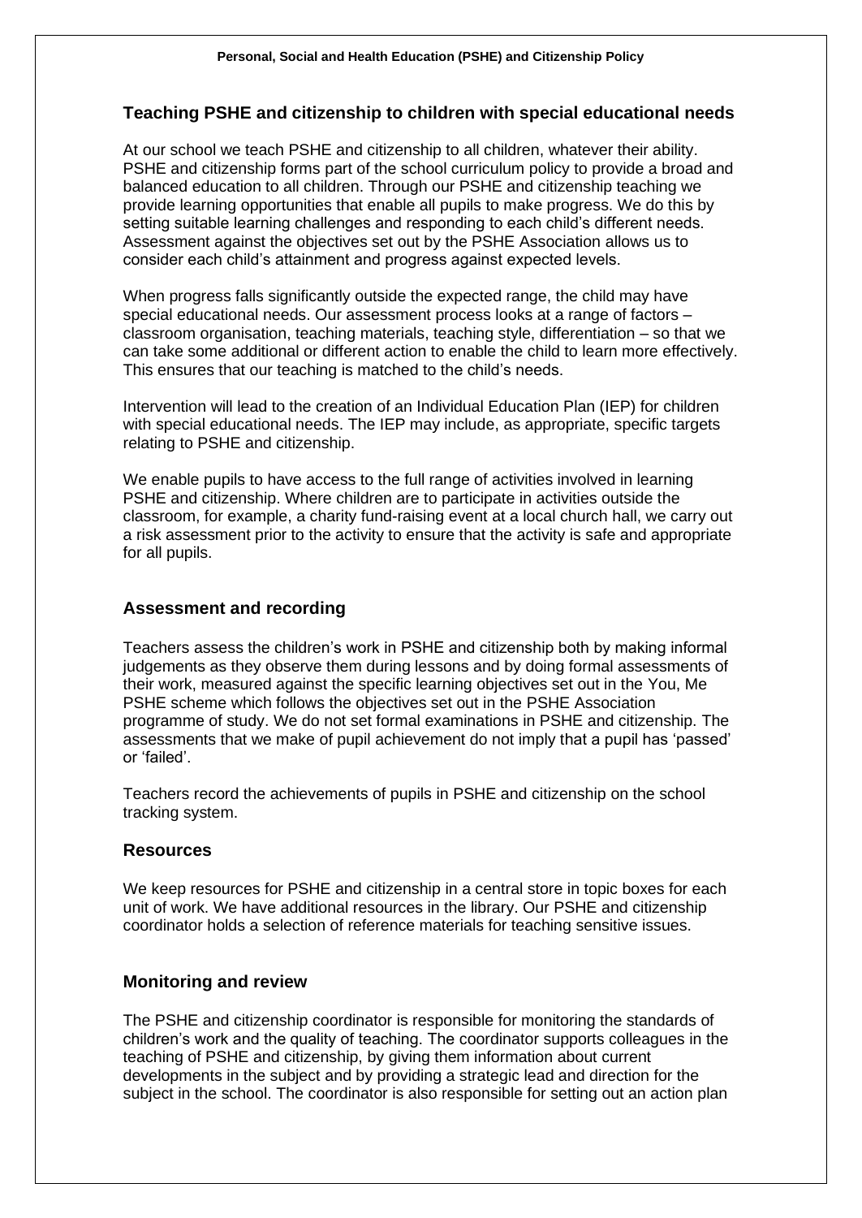## Teaching PSHE and citizenship to children with special educational needs

At our school we teach PSHE and citizenship to all children, whatever their ability. PSHE and citizenship forms part of the school curriculum policy to provide a broad and balanced education to all children. Through our PSHE and citizenship teaching we provide learning opportunities that enable all pupils to make progress. We do this by setting suitable learning challenges and responding to each child's different needs. Assessment against the objectives set out by the PSHE Association allows us to consider each child's attainment and progress against expected levels.

When progress falls significantly outside the expected range, the child may have special educational needs. Our assessment process looks at a range of factors – classroom organisation, teaching materials, teaching style, differentiation – so that we can take some additional or different action to enable the child to learn more effectively. This ensures that our teaching is matched to the child's needs.

Intervention will lead to the creation of an Individual Education Plan (IEP) for children with special educational needs. The IEP may include, as appropriate, specific targets relating to PSHE and citizenship.

We enable pupils to have access to the full range of activities involved in learning PSHE and citizenship. Where children are to participate in activities outside the classroom, for example, a charity fund-raising event at a local church hall, we carry out a risk assessment prior to the activity to ensure that the activity is safe and appropriate for all pupils.

## Assessment and recording

Teachers assess the children's work in PSHE and citizenship both by making informal judgements as they observe them during lessons and by doing formal assessments of their work, measured against the specific learning objectives set out in the You, Me PSHE scheme which follows the objectives set out in the PSHE Association programme of study. We do not set formal examinations in PSHE and citizenship. The assessments that we make of pupil achievement do not imply that a pupil has 'passed' or 'failed'.

Teachers record the achievements of pupils in PSHE and citizenship on the school tracking system.

## Resources

We keep resources for PSHE and citizenship in a central store in topic boxes for each unit of work. We have additional resources in the library. Our PSHE and citizenship coordinator holds a selection of reference materials for teaching sensitive issues.

## Monitoring and review

The PSHE and citizenship coordinator is responsible for monitoring the standards of children's work and the quality of teaching. The coordinator supports colleagues in the teaching of PSHE and citizenship, by giving them information about current developments in the subject and by providing a strategic lead and direction for the subject in the school. The coordinator is also responsible for setting out an action plan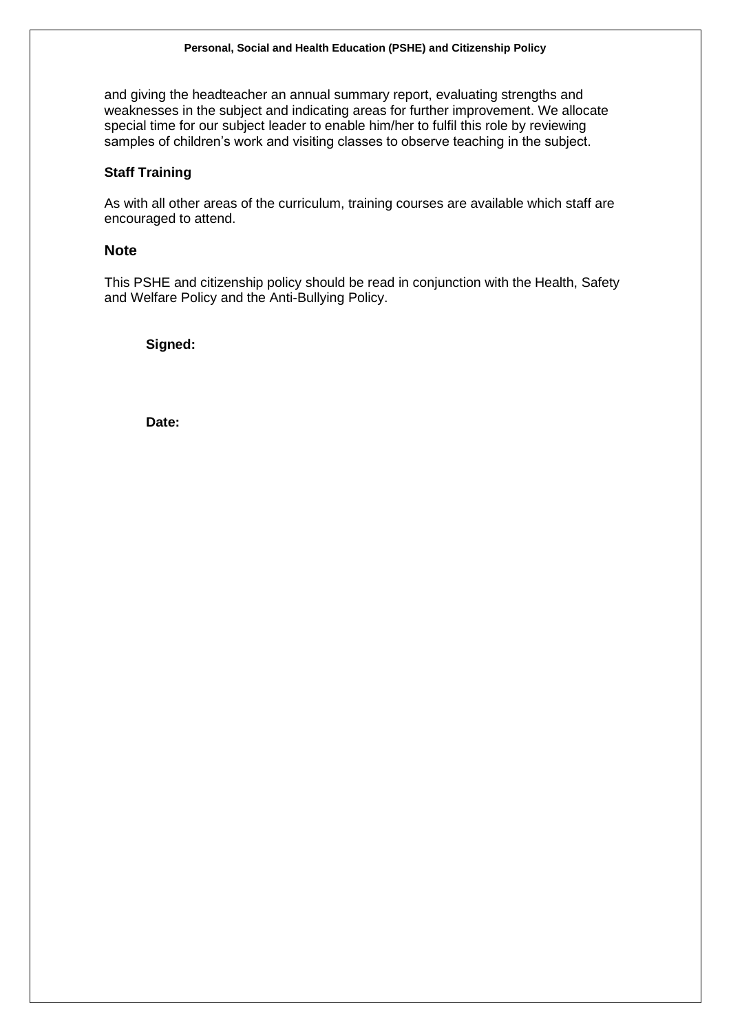and giving the headteacher an annual summary report, evaluating strengths and weaknesses in the subject and indicating areas for further improvement. We allocate special time for our subject leader to enable him/her to fulfil this role by reviewing samples of children's work and visiting classes to observe teaching in the subject.

### Staff Training

As with all other areas of the curriculum, training courses are available which staff are encouraged to attend.

## Note

This PSHE and citizenship policy should be read in conjunction with the Health, Safety and Welfare Policy and the Anti-Bullying Policy.

**Signed:**

**Date:**